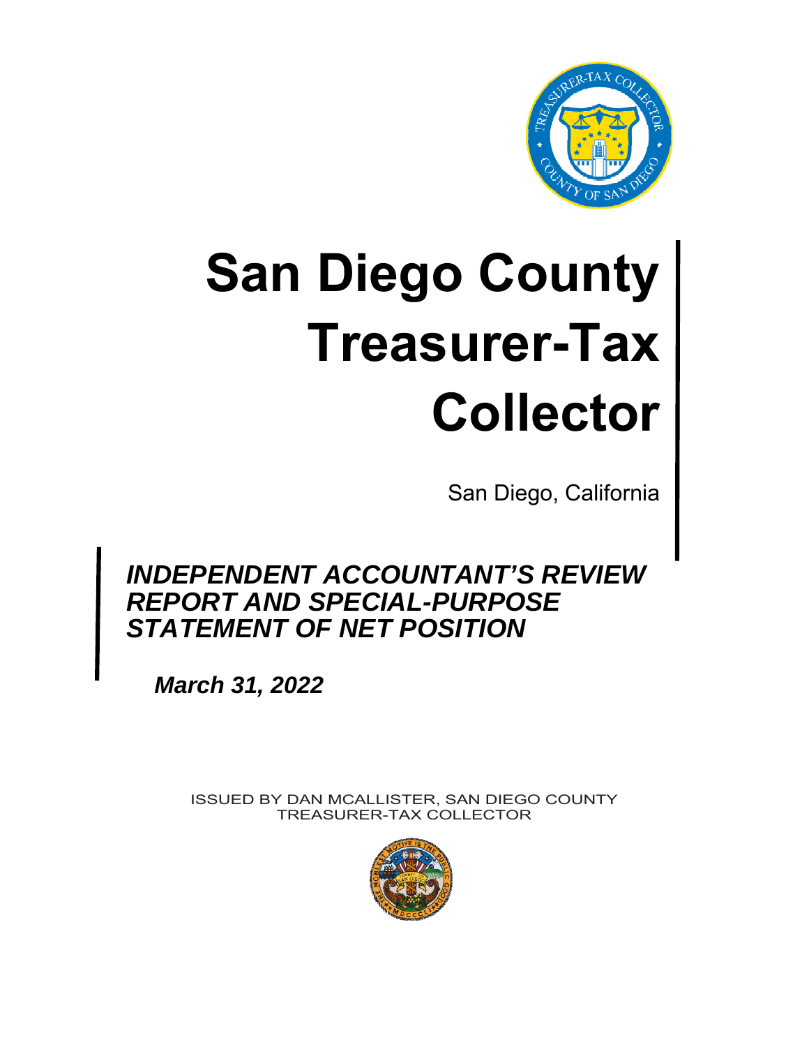# San Diego County Treasurer-Tax Collector

San Diego, California

## *INDEPENDENT ACCOUNTANT'S REVIEW REPORT AND SPECIAL-PURPOSE STATEMENT OF NET POSITION*

***March 31, 2022***

ISSUED BY DAN MCALLISTER, SAN DIEGO COUNTY TREASURER-TAX COLLECTOR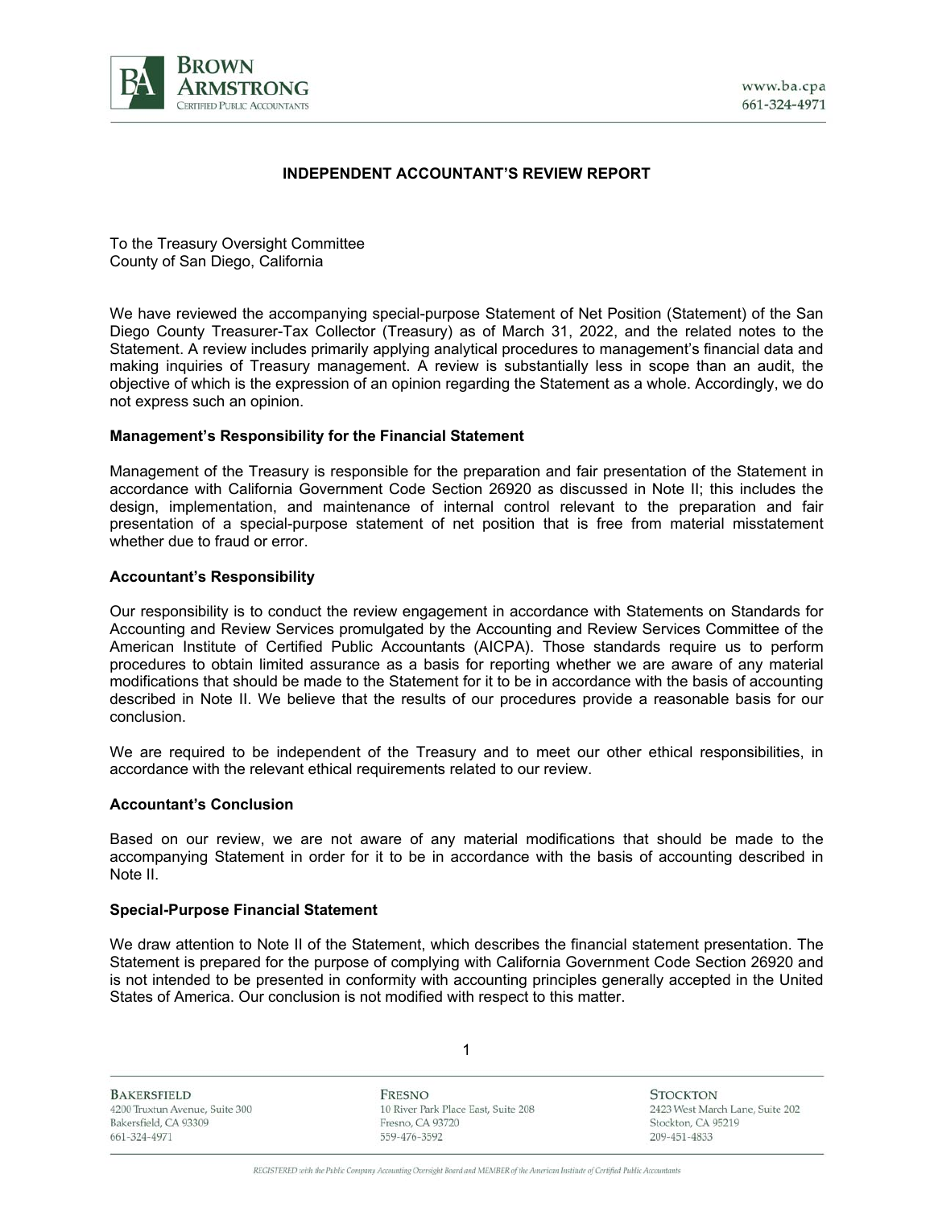# INDEPENDENT ACCOUNTANT'S REVIEW REPORT

To the Treasury Oversight Committee
County of San Diego, California

We have reviewed the accompanying special-purpose Statement of Net Position (Statement) of the San Diego County Treasurer-Tax Collector (Treasury) as of March 31, 2022, and the related notes to the Statement. A review includes primarily applying analytical procedures to management's financial data and making inquiries of Treasury management. A review is substantially less in scope than an audit, the objective of which is the expression of an opinion regarding the Statement as a whole. Accordingly, we do not express such an opinion.

**Management's Responsibility for the Financial Statement**

Management of the Treasury is responsible for the preparation and fair presentation of the Statement in accordance with California Government Code Section 26920 as discussed in Note II; this includes the design, implementation, and maintenance of internal control relevant to the preparation and fair presentation of a special-purpose statement of net position that is free from material misstatement whether due to fraud or error.

**Accountant's Responsibility**

Our responsibility is to conduct the review engagement in accordance with Statements on Standards for Accounting and Review Services promulgated by the Accounting and Review Services Committee of the American Institute of Certified Public Accountants (AICPA). Those standards require us to perform procedures to obtain limited assurance as a basis for reporting whether we are aware of any material modifications that should be made to the Statement for it to be in accordance with the basis of accounting described in Note II. We believe that the results of our procedures provide a reasonable basis for our conclusion.

We are required to be independent of the Treasury and to meet our other ethical responsibilities, in accordance with the relevant ethical requirements related to our review.

**Accountant's Conclusion**

Based on our review, we are not aware of any material modifications that should be made to the accompanying Statement in order for it to be in accordance with the basis of accounting described in Note II.

**Special-Purpose Financial Statement**

We draw attention to Note II of the Statement, which describes the financial statement presentation. The Statement is prepared for the purpose of complying with California Government Code Section 26920 and is not intended to be presented in conformity with accounting principles generally accepted in the United States of America. Our conclusion is not modified with respect to this matter.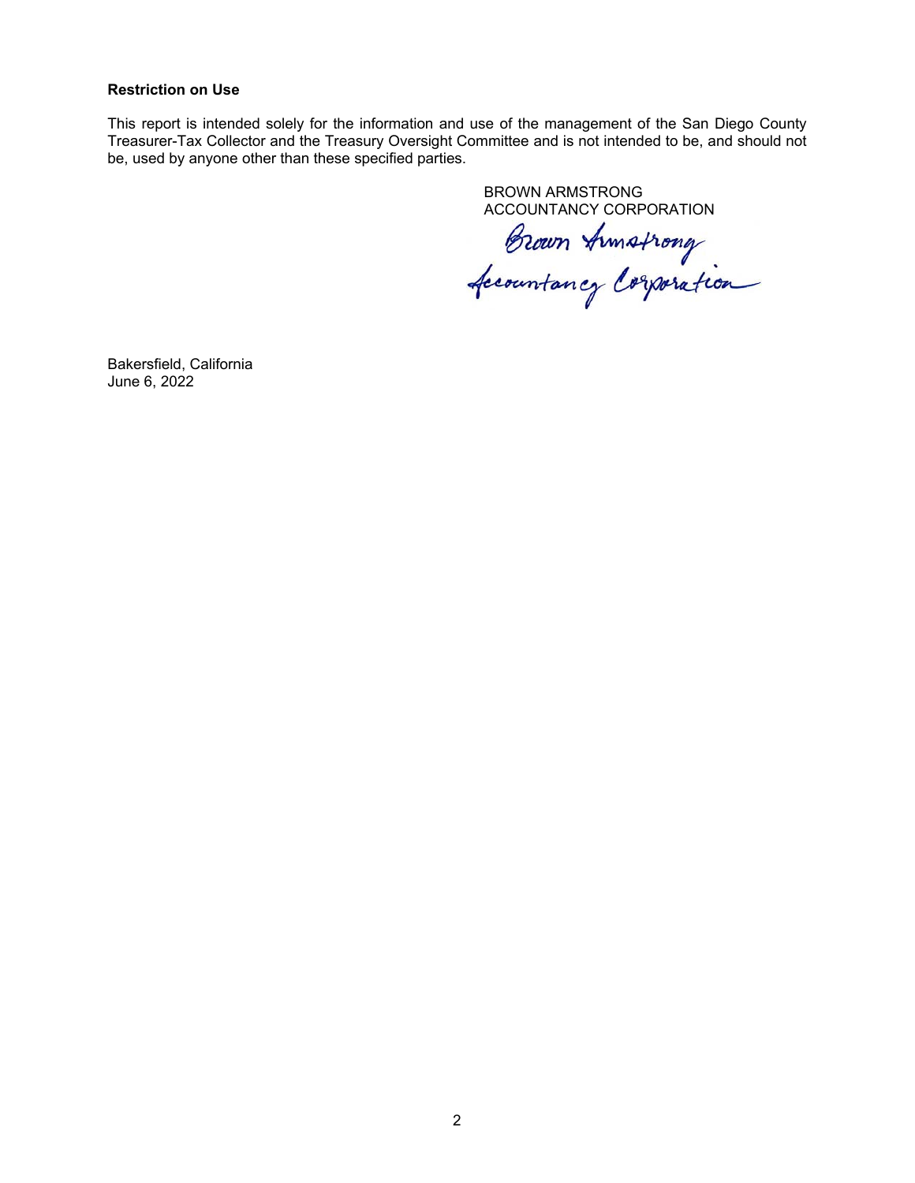**Restriction on Use**

This report is intended solely for the information and use of the management of the San Diego County Treasurer-Tax Collector and the Treasury Oversight Committee and is not intended to be, and should not be, used by anyone other than these specified parties.

BROWN ARMSTRONG
ACCOUNTANCY CORPORATION

Brown Armstrong
Accountancy Corporation

Bakersfield, California
June 6, 2022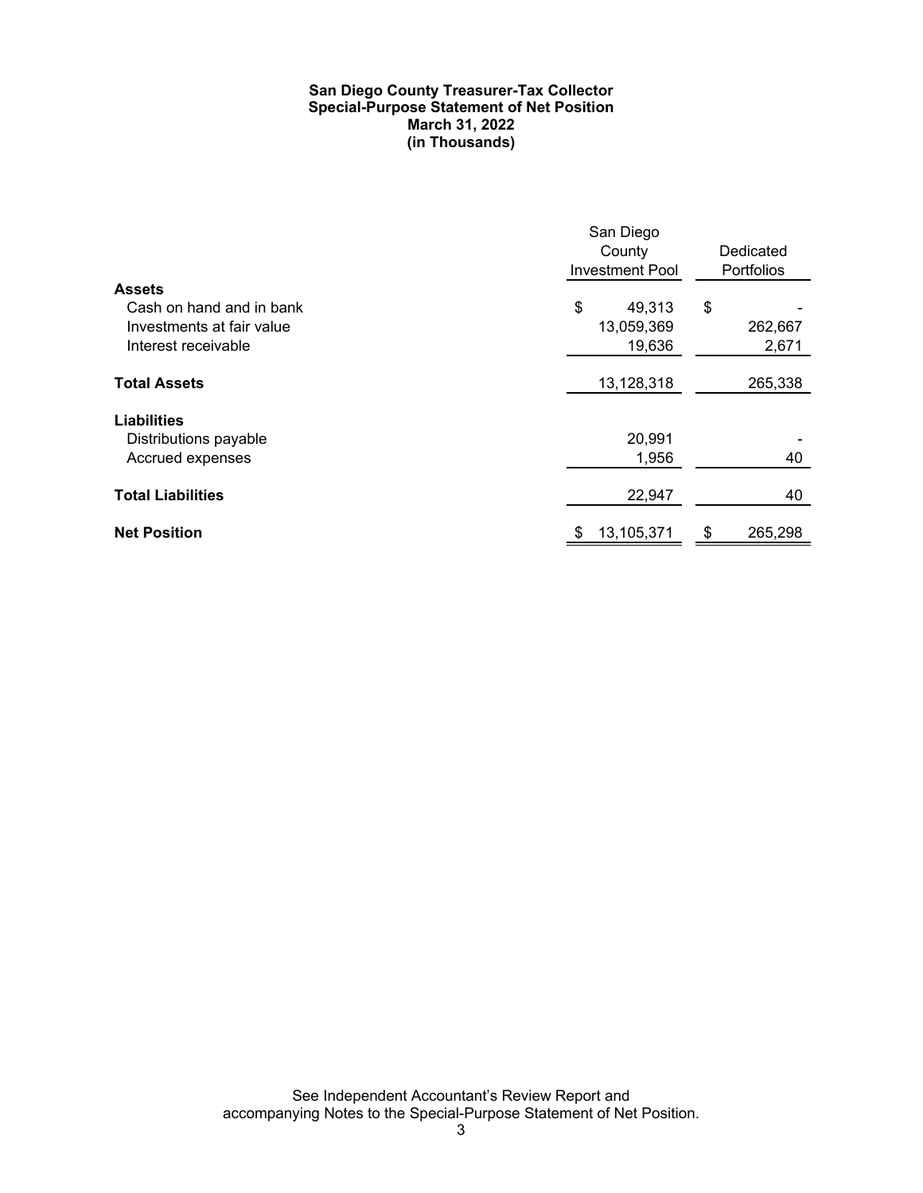**San Diego County Treasurer-Tax Collector**
**Special-Purpose Statement of Net Position**
**March 31, 2022**
**(in Thousands)**

| | San Diego County Investment Pool | Dedicated Portfolios |
|---|---|---|
| **Assets** | | |
| Cash on hand and in bank | $ 49,313 | $ - |
| Investments at fair value | 13,059,369 | 262,667 |
| Interest receivable | 19,636 | 2,671 |
| **Total Assets** | 13,128,318 | 265,338 |
| **Liabilities** | | |
| Distributions payable | 20,991 | - |
| Accrued expenses | 1,956 | 40 |
| **Total Liabilities** | 22,947 | 40 |
| **Net Position** | $ 13,105,371 | $ 265,298 |

See Independent Accountant's Review Report and accompanying Notes to the Special-Purpose Statement of Net Position.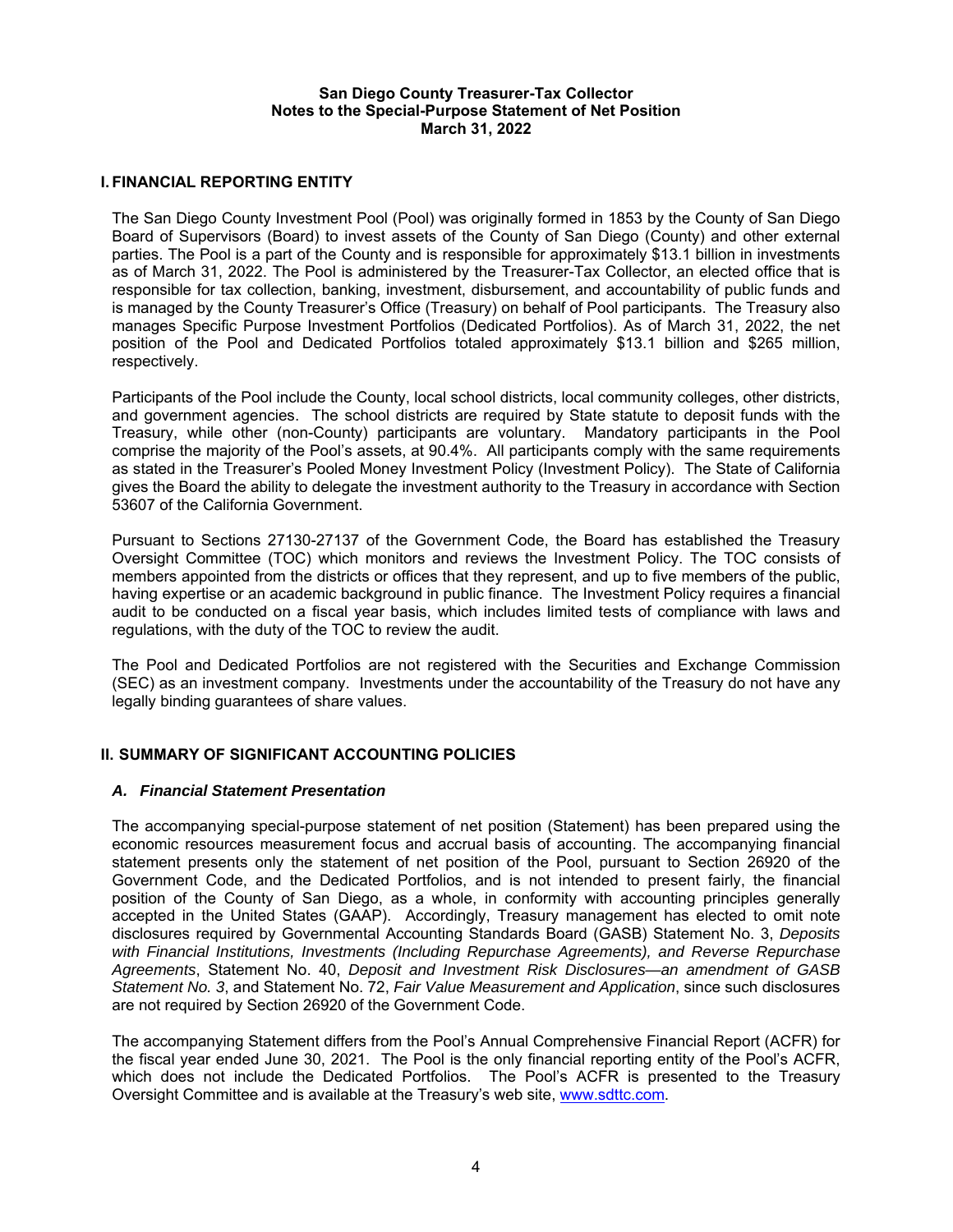**San Diego County Treasurer-Tax Collector**
**Notes to the Special-Purpose Statement of Net Position**
**March 31, 2022**

## I. FINANCIAL REPORTING ENTITY

The San Diego County Investment Pool (Pool) was originally formed in 1853 by the County of San Diego Board of Supervisors (Board) to invest assets of the County of San Diego (County) and other external parties. The Pool is a part of the County and is responsible for approximately $13.1 billion in investments as of March 31, 2022. The Pool is administered by the Treasurer-Tax Collector, an elected office that is responsible for tax collection, banking, investment, disbursement, and accountability of public funds and is managed by the County Treasurer's Office (Treasury) on behalf of Pool participants. The Treasury also manages Specific Purpose Investment Portfolios (Dedicated Portfolios). As of March 31, 2022, the net position of the Pool and Dedicated Portfolios totaled approximately $13.1 billion and $265 million, respectively.

Participants of the Pool include the County, local school districts, local community colleges, other districts, and government agencies. The school districts are required by State statute to deposit funds with the Treasury, while other (non-County) participants are voluntary. Mandatory participants in the Pool comprise the majority of the Pool's assets, at 90.4%. All participants comply with the same requirements as stated in the Treasurer's Pooled Money Investment Policy (Investment Policy). The State of California gives the Board the ability to delegate the investment authority to the Treasury in accordance with Section 53607 of the California Government.

Pursuant to Sections 27130-27137 of the Government Code, the Board has established the Treasury Oversight Committee (TOC) which monitors and reviews the Investment Policy. The TOC consists of members appointed from the districts or offices that they represent, and up to five members of the public, having expertise or an academic background in public finance. The Investment Policy requires a financial audit to be conducted on a fiscal year basis, which includes limited tests of compliance with laws and regulations, with the duty of the TOC to review the audit.

The Pool and Dedicated Portfolios are not registered with the Securities and Exchange Commission (SEC) as an investment company. Investments under the accountability of the Treasury do not have any legally binding guarantees of share values.

## II. SUMMARY OF SIGNIFICANT ACCOUNTING POLICIES

### *A. Financial Statement Presentation*

The accompanying special-purpose statement of net position (Statement) has been prepared using the economic resources measurement focus and accrual basis of accounting. The accompanying financial statement presents only the statement of net position of the Pool, pursuant to Section 26920 of the Government Code, and the Dedicated Portfolios, and is not intended to present fairly, the financial position of the County of San Diego, as a whole, in conformity with accounting principles generally accepted in the United States (GAAP). Accordingly, Treasury management has elected to omit note disclosures required by Governmental Accounting Standards Board (GASB) Statement No. 3, *Deposits with Financial Institutions, Investments (Including Repurchase Agreements), and Reverse Repurchase Agreements*, Statement No. 40, *Deposit and Investment Risk Disclosures—an amendment of GASB Statement No. 3*, and Statement No. 72, *Fair Value Measurement and Application*, since such disclosures are not required by Section 26920 of the Government Code.

The accompanying Statement differs from the Pool's Annual Comprehensive Financial Report (ACFR) for the fiscal year ended June 30, 2021. The Pool is the only financial reporting entity of the Pool's ACFR, which does not include the Dedicated Portfolios. The Pool's ACFR is presented to the Treasury Oversight Committee and is available at the Treasury's web site, www.sdttc.com.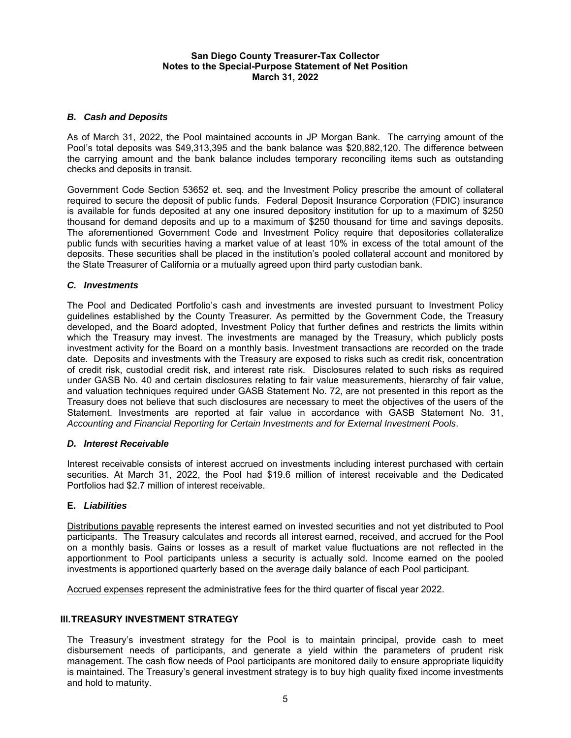### *B. Cash and Deposits*

As of March 31, 2022, the Pool maintained accounts in JP Morgan Bank. The carrying amount of the Pool's total deposits was $49,313,395 and the bank balance was $20,882,120. The difference between the carrying amount and the bank balance includes temporary reconciling items such as outstanding checks and deposits in transit.

Government Code Section 53652 et. seq. and the Investment Policy prescribe the amount of collateral required to secure the deposit of public funds. Federal Deposit Insurance Corporation (FDIC) insurance is available for funds deposited at any one insured depository institution for up to a maximum of $250 thousand for demand deposits and up to a maximum of $250 thousand for time and savings deposits. The aforementioned Government Code and Investment Policy require that depositories collateralize public funds with securities having a market value of at least 10% in excess of the total amount of the deposits. These securities shall be placed in the institution's pooled collateral account and monitored by the State Treasurer of California or a mutually agreed upon third party custodian bank.

### *C. Investments*

The Pool and Dedicated Portfolio's cash and investments are invested pursuant to Investment Policy guidelines established by the County Treasurer. As permitted by the Government Code, the Treasury developed, and the Board adopted, Investment Policy that further defines and restricts the limits within which the Treasury may invest. The investments are managed by the Treasury, which publicly posts investment activity for the Board on a monthly basis. Investment transactions are recorded on the trade date. Deposits and investments with the Treasury are exposed to risks such as credit risk, concentration of credit risk, custodial credit risk, and interest rate risk. Disclosures related to such risks as required under GASB No. 40 and certain disclosures relating to fair value measurements, hierarchy of fair value, and valuation techniques required under GASB Statement No. 72, are not presented in this report as the Treasury does not believe that such disclosures are necessary to meet the objectives of the users of the Statement. Investments are reported at fair value in accordance with GASB Statement No. 31, *Accounting and Financial Reporting for Certain Investments and for External Investment Pools*.

### *D. Interest Receivable*

Interest receivable consists of interest accrued on investments including interest purchased with certain securities. At March 31, 2022, the Pool had $19.6 million of interest receivable and the Dedicated Portfolios had $2.7 million of interest receivable.

### **E.** *Liabilities*

Distributions payable represents the interest earned on invested securities and not yet distributed to Pool participants. The Treasury calculates and records all interest earned, received, and accrued for the Pool on a monthly basis. Gains or losses as a result of market value fluctuations are not reflected in the apportionment to Pool participants unless a security is actually sold. Income earned on the pooled investments is apportioned quarterly based on the average daily balance of each Pool participant.

Accrued expenses represent the administrative fees for the third quarter of fiscal year 2022.

## III. TREASURY INVESTMENT STRATEGY

The Treasury's investment strategy for the Pool is to maintain principal, provide cash to meet disbursement needs of participants, and generate a yield within the parameters of prudent risk management. The cash flow needs of Pool participants are monitored daily to ensure appropriate liquidity is maintained. The Treasury's general investment strategy is to buy high quality fixed income investments and hold to maturity.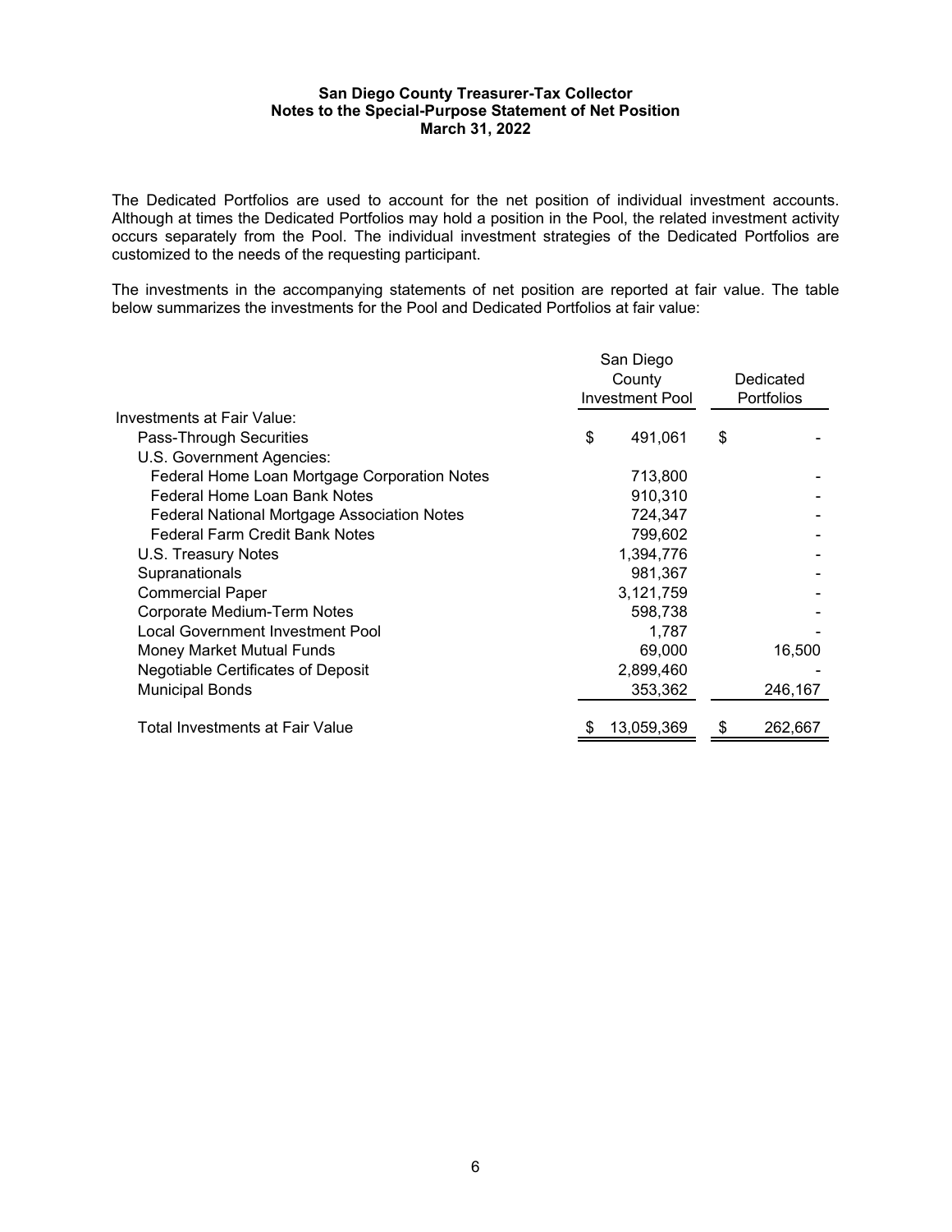The Dedicated Portfolios are used to account for the net position of individual investment accounts. Although at times the Dedicated Portfolios may hold a position in the Pool, the related investment activity occurs separately from the Pool. The individual investment strategies of the Dedicated Portfolios are customized to the needs of the requesting participant.

The investments in the accompanying statements of net position are reported at fair value. The table below summarizes the investments for the Pool and Dedicated Portfolios at fair value:

| | San Diego County Investment Pool | Dedicated Portfolios |
|---|---|---|
| Investments at Fair Value: | | |
| Pass-Through Securities | $ 491,061 | $ - |
| U.S. Government Agencies: | | |
| Federal Home Loan Mortgage Corporation Notes | 713,800 | - |
| Federal Home Loan Bank Notes | 910,310 | - |
| Federal National Mortgage Association Notes | 724,347 | - |
| Federal Farm Credit Bank Notes | 799,602 | - |
| U.S. Treasury Notes | 1,394,776 | - |
| Supranationals | 981,367 | - |
| Commercial Paper | 3,121,759 | - |
| Corporate Medium-Term Notes | 598,738 | - |
| Local Government Investment Pool | 1,787 | - |
| Money Market Mutual Funds | 69,000 | 16,500 |
| Negotiable Certificates of Deposit | 2,899,460 | - |
| Municipal Bonds | 353,362 | 246,167 |
| Total Investments at Fair Value | $ 13,059,369 | $ 262,667 |